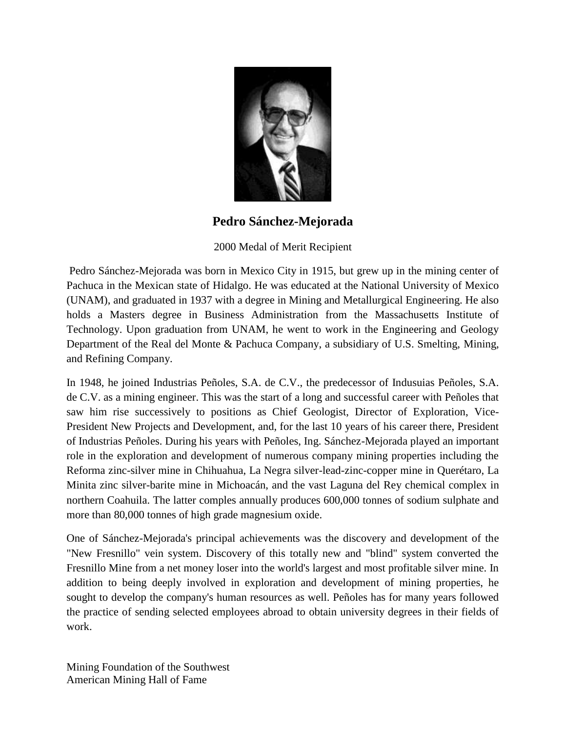# Pedro Sánchez-Mejorada

2000 Medal of Merit Recipient

Pedro Sánchez-Mejorada was born in Mexico City in 1915, but grew up in the mining center of Pachuca in the Mexican state of Hidalgo. He was educated at the National University of Mexico (UNAM), and graduated in 1937 with a degree in Mining and Metallurgical Engineering. He also holds a Masters degree in Business Administration from the Massachusetts Institute of Technology. Upon graduation from UNAM, he went to work in the Engineering and Geology Department of the Real del Monte & Pachuca Company, a subsidiary of U.S. Smelting, Mining, and Refining Company.

In 1948, he joined Industrias Peñoles, S.A. de C.V., the predecessor of Indusuias Peñoles, S.A. de C.V. as a mining engineer. This was the start of a long and successful career with Peñoles that saw him rise successively to positions as Chief Geologist, Director of Exploration, Vice-President New Projects and Development, and, for the last 10 years of his career there, President of Industrias Peñoles. During his years with Peñoles, Ing. Sánchez-Mejorada played an important role in the exploration and development of numerous company mining properties including the Reforma zinc-silver mine in Chihuahua, La Negra silver-lead-zinc-copper mine in Querétaro, La Minita zinc silver-barite mine in Michoacán, and the vast Laguna del Rey chemical complex in northern Coahuila. The latter comples annually produces 600,000 tonnes of sodium sulphate and more than 80,000 tonnes of high grade magnesium oxide.

One of Sánchez-Mejorada's principal achievements was the discovery and development of the "New Fresnillo" vein system. Discovery of this totally new and "blind" system converted the Fresnillo Mine from a net money loser into the world's largest and most profitable silver mine. In addition to being deeply involved in exploration and development of mining properties, he sought to develop the company's human resources as well. Peñoles has for many years followed the practice of sending selected employees abroad to obtain university degrees in their fields of work.

Mining Foundation of the Southwest
American Mining Hall of Fame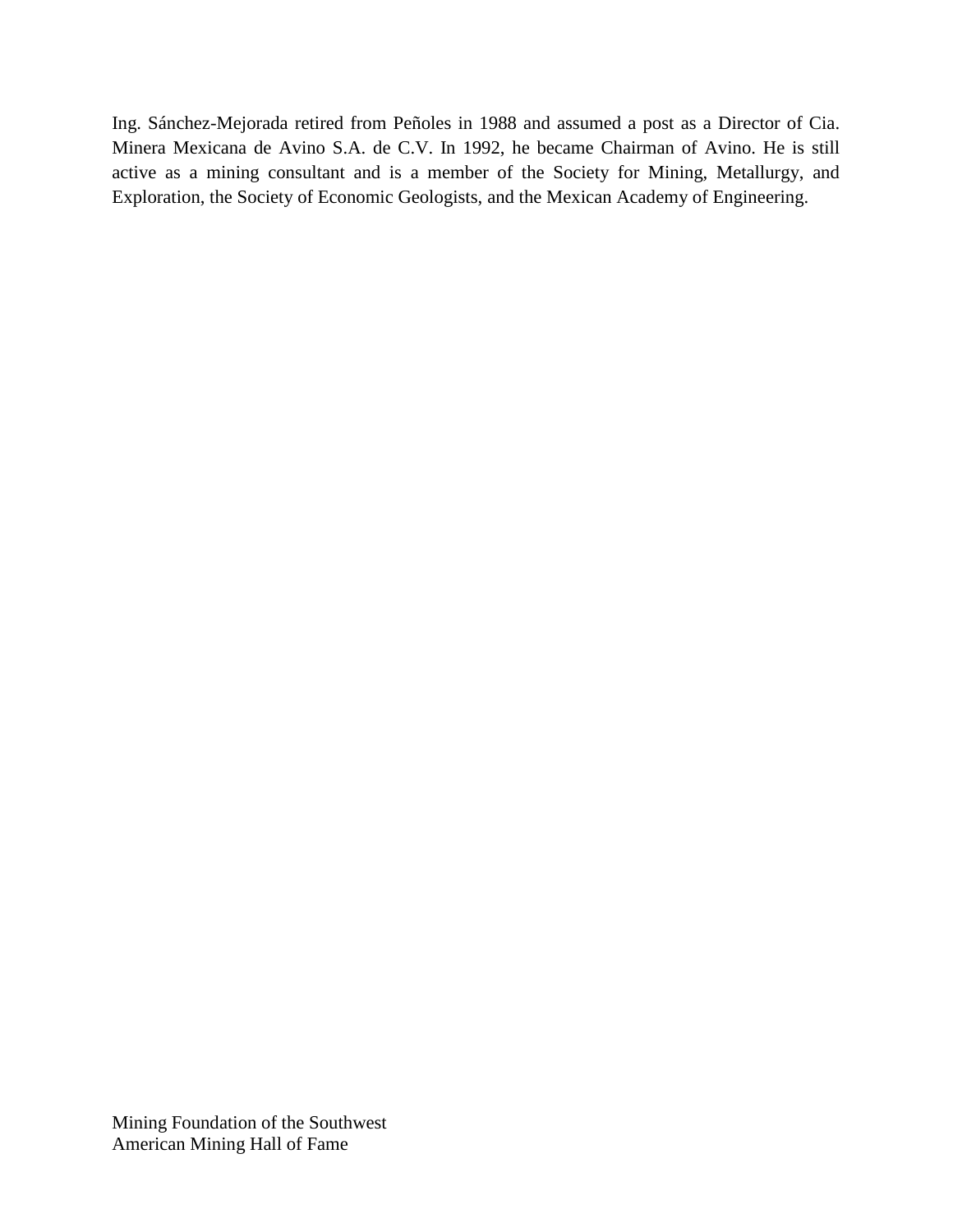Ing. Sánchez-Mejorada retired from Peñoles in 1988 and assumed a post as a Director of Cia. Minera Mexicana de Avino S.A. de C.V. In 1992, he became Chairman of Avino. He is still active as a mining consultant and is a member of the Society for Mining, Metallurgy, and Exploration, the Society of Economic Geologists, and the Mexican Academy of Engineering.